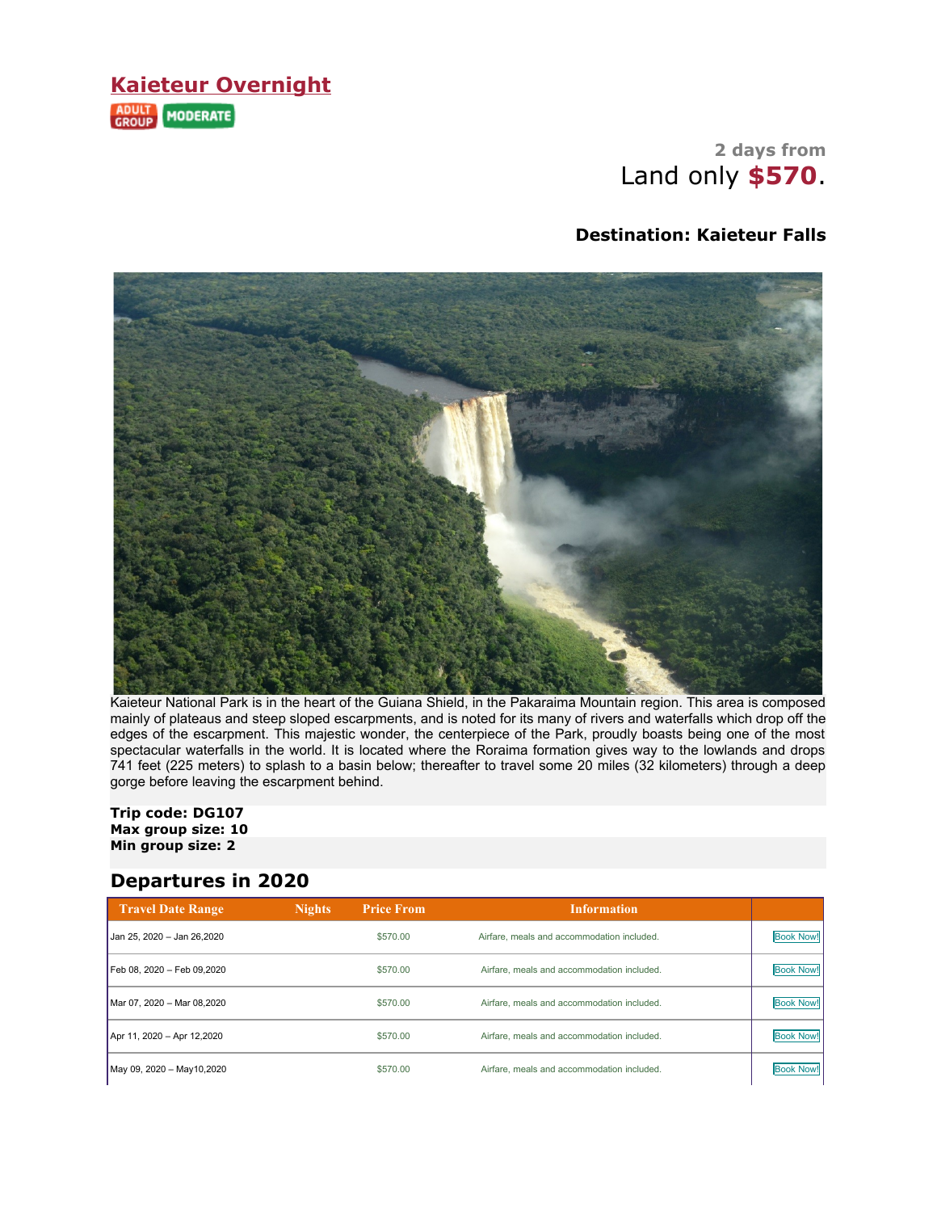# Kaieteur Overnight

ADULT GROUP MODERATE

2 days from
Land only **$570**.

**Destination: Kaieteur Falls**

Kaieteur National Park is in the heart of the Guiana Shield, in the Pakaraima Mountain region. This area is composed mainly of plateaus and steep sloped escarpments, and is noted for its many of rivers and waterfalls which drop off the edges of the escarpment. This majestic wonder, the centerpiece of the Park, proudly boasts being one of the most spectacular waterfalls in the world. It is located where the Roraima formation gives way to the lowlands and drops 741 feet (225 meters) to splash to a basin below; thereafter to travel some 20 miles (32 kilometers) through a deep gorge before leaving the escarpment behind.

**Trip code: DG107**
**Max group size: 10**
**Min group size: 2**

## Departures in 2020

| Travel Date Range | Nights | Price From | Information | |
|---|---|---|---|---|
| Jan 25, 2020 – Jan 26,2020 | | $570.00 | Airfare, meals and accommodation included. | Book Now! |
| Feb 08, 2020 – Feb 09,2020 | | $570.00 | Airfare, meals and accommodation included. | Book Now! |
| Mar 07, 2020 – Mar 08,2020 | | $570.00 | Airfare, meals and accommodation included. | Book Now! |
| Apr 11, 2020 – Apr 12,2020 | | $570.00 | Airfare, meals and accommodation included. | Book Now! |
| May 09, 2020 – May10,2020 | | $570.00 | Airfare, meals and accommodation included. | Book Now! |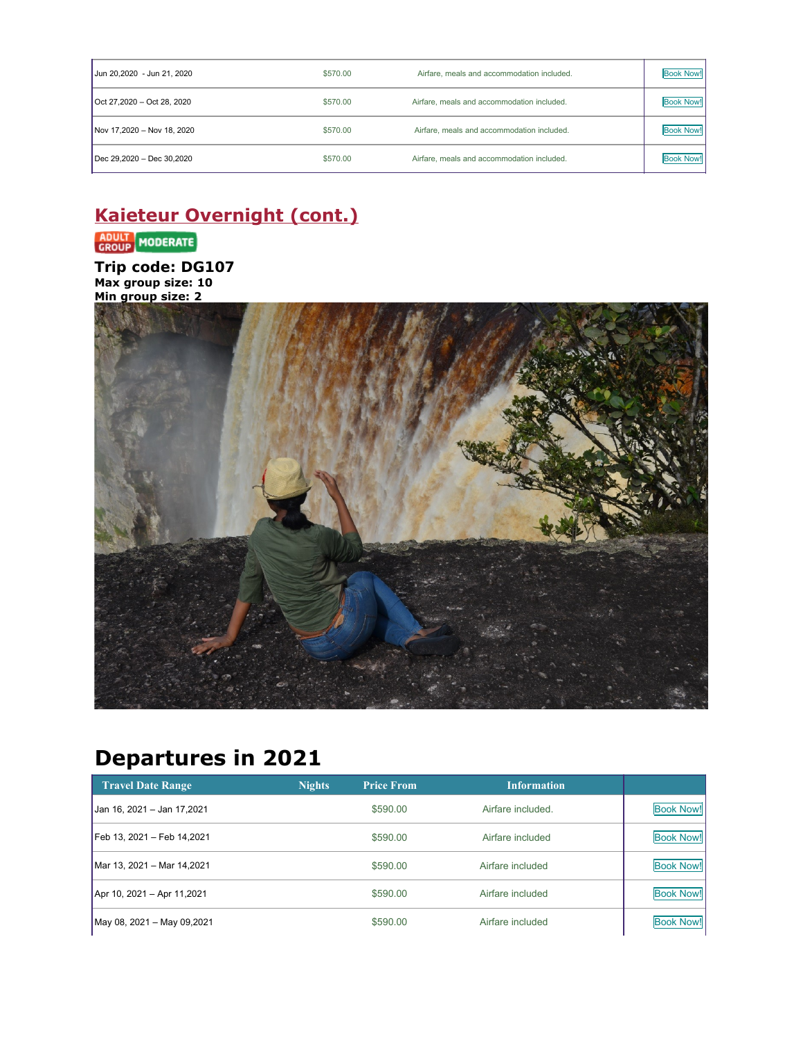| | | | |
|---|---|---|---|
| Jun 20,2020 - Jun 21, 2020 | $570.00 | Airfare, meals and accommodation included. | Book Now! |
| Oct 27,2020 – Oct 28, 2020 | $570.00 | Airfare, meals and accommodation included. | Book Now! |
| Nov 17,2020 – Nov 18, 2020 | $570.00 | Airfare, meals and accommodation included. | Book Now! |
| Dec 29,2020 – Dec 30,2020 | $570.00 | Airfare, meals and accommodation included. | Book Now! |

## Kaieteur Overnight (cont.)

ADULT GROUP MODERATE

### Trip code: DG107

**Max group size: 10**
**Min group size: 2**

# Departures in 2021

| Travel Date Range | Nights | Price From | Information | |
|---|---|---|---|---|
| Jan 16, 2021 – Jan 17,2021 | | $590.00 | Airfare included. | Book Now! |
| Feb 13, 2021 – Feb 14,2021 | | $590.00 | Airfare included | Book Now! |
| Mar 13, 2021 – Mar 14,2021 | | $590.00 | Airfare included | Book Now! |
| Apr 10, 2021 – Apr 11,2021 | | $590.00 | Airfare included | Book Now! |
| May 08, 2021 – May 09,2021 | | $590.00 | Airfare included | Book Now! |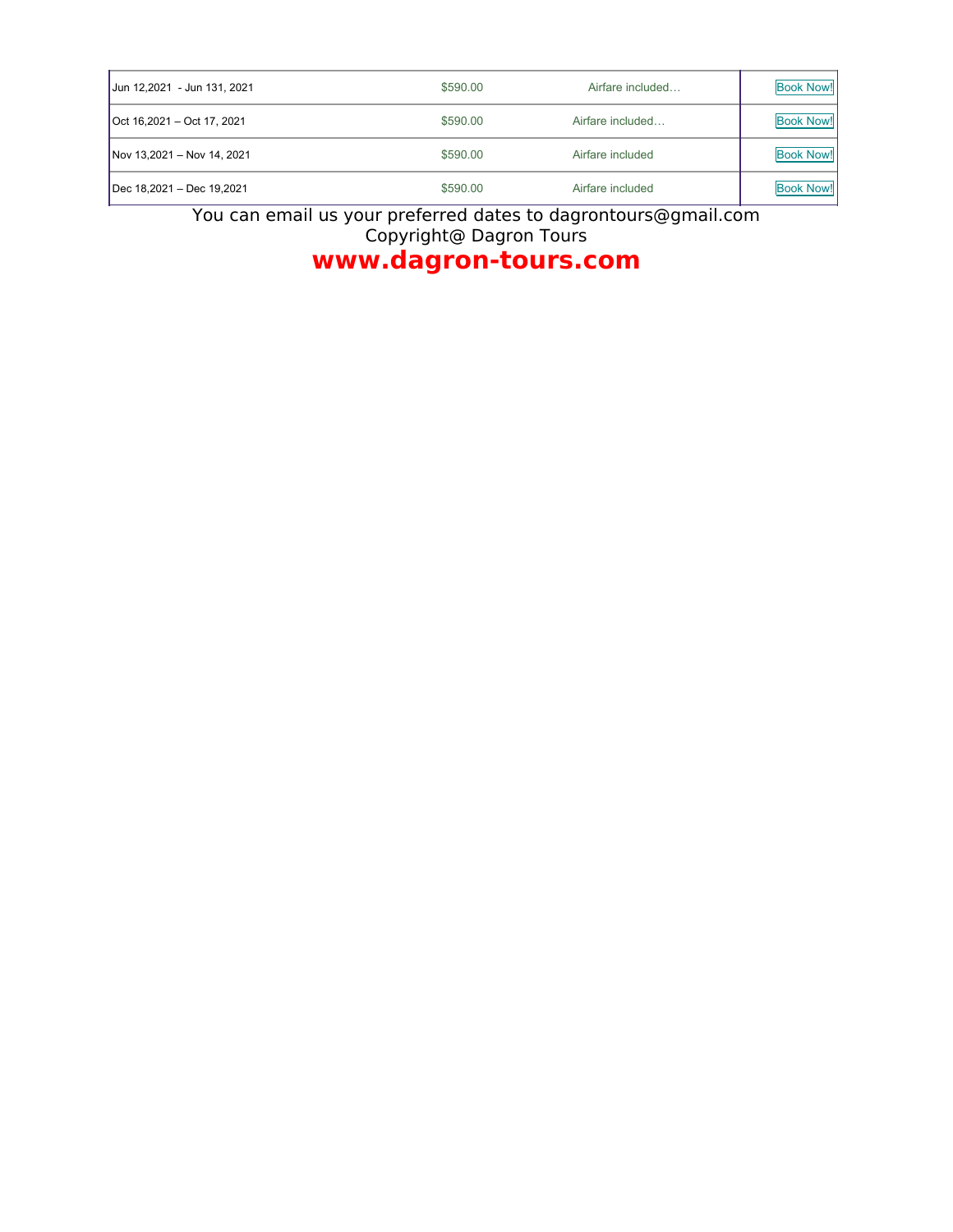| | | | |
|---|---|---|---|
| Jun 12,2021 - Jun 131, 2021 | $590.00 | Airfare included… | Book Now! |
| Oct 16,2021 – Oct 17, 2021 | $590.00 | Airfare included… | Book Now! |
| Nov 13,2021 – Nov 14, 2021 | $590.00 | Airfare included | Book Now! |
| Dec 18,2021 – Dec 19,2021 | $590.00 | Airfare included | Book Now! |

You can email us your preferred dates to dagrontours@gmail.com

Copyright@ Dagron Tours

**www.dagron-tours.com**